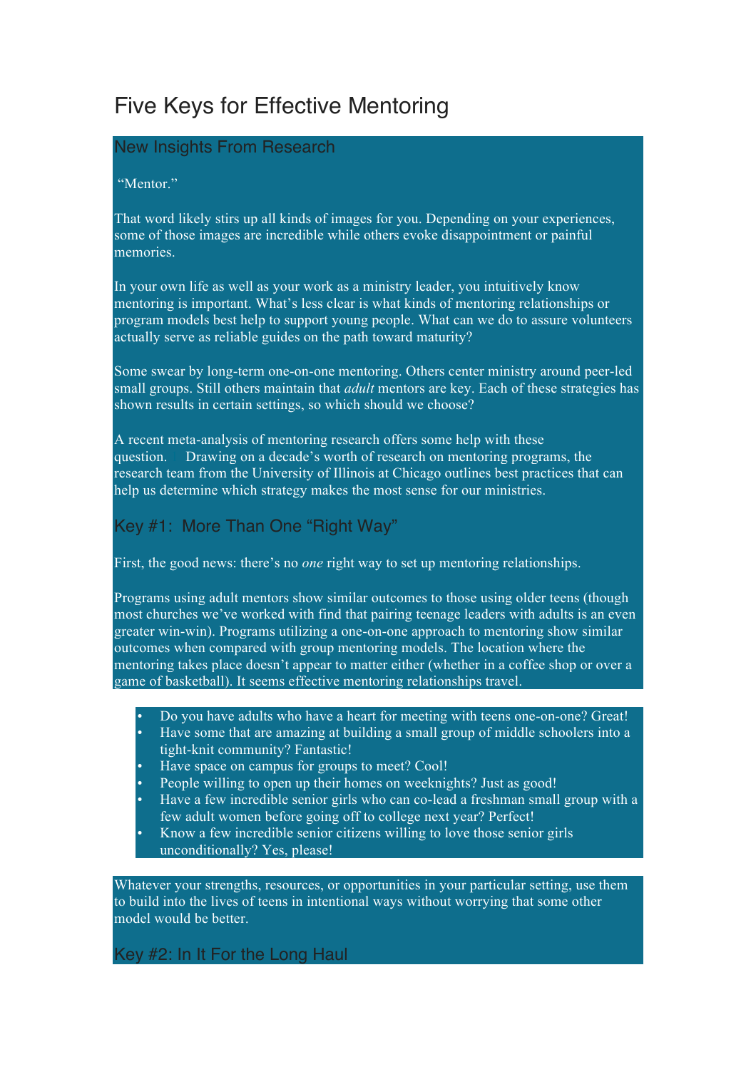# Five Keys for Effective Mentoring

## New Insights From Research

"Mentor."

That word likely stirs up all kinds of images for you. Depending on your experiences, some of those images are incredible while others evoke disappointment or painful memories.

In your own life as well as your work as a ministry leader, you intuitively know mentoring is important. What's less clear is what kinds of mentoring relationships or program models best help to support young people. What can we do to assure volunteers actually serve as reliable guides on the path toward maturity?

Some swear by long-term one-on-one mentoring. Others center ministry around peer-led small groups. Still others maintain that *adult* mentors are key. Each of these strategies has shown results in certain settings, so which should we choose?

A recent meta-analysis of mentoring research offers some help with these question. Drawing on a decade's worth of research on mentoring programs, the research team from the University of Illinois at Chicago outlines best practices that can help us determine which strategy makes the most sense for our ministries.

## Key #1: More Than One "Right Way"

First, the good news: there's no *one* right way to set up mentoring relationships.

Programs using adult mentors show similar outcomes to those using older teens (though most churches we've worked with find that pairing teenage leaders with adults is an even greater win-win). Programs utilizing a one-on-one approach to mentoring show similar outcomes when compared with group mentoring models. The location where the mentoring takes place doesn't appear to matter either (whether in a coffee shop or over a game of basketball). It seems effective mentoring relationships travel.

- Do you have adults who have a heart for meeting with teens one-on-one? Great!
- Have some that are amazing at building a small group of middle schoolers into a tight-knit community? Fantastic!
- Have space on campus for groups to meet? Cool!
- People willing to open up their homes on weeknights? Just as good!
- Have a few incredible senior girls who can co-lead a freshman small group with a few adult women before going off to college next year? Perfect!
- Know a few incredible senior citizens willing to love those senior girls unconditionally? Yes, please!

Whatever your strengths, resources, or opportunities in your particular setting, use them to build into the lives of teens in intentional ways without worrying that some other model would be better.

## Key #2: In It For the Long Haul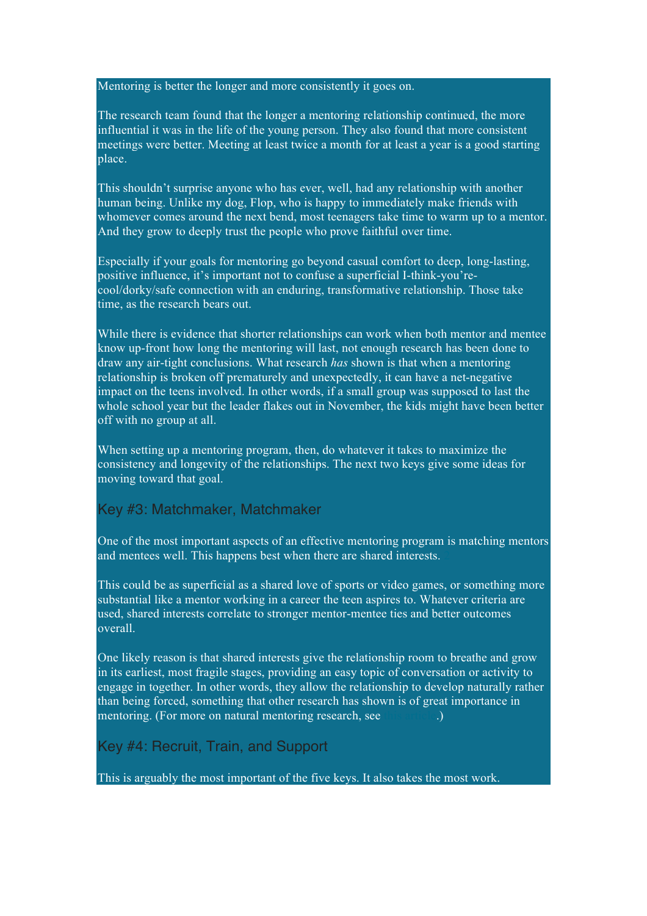Mentoring is better the longer and more consistently it goes on.

The research team found that the longer a mentoring relationship continued, the more influential it was in the life of the young person. They also found that more consistent meetings were better. Meeting at least twice a month for at least a year is a good starting place.

This shouldn't surprise anyone who has ever, well, had any relationship with another human being. Unlike my dog, Flop, who is happy to immediately make friends with whomever comes around the next bend, most teenagers take time to warm up to a mentor. And they grow to deeply trust the people who prove faithful over time.

Especially if your goals for mentoring go beyond casual comfort to deep, long-lasting, positive influence, it's important not to confuse a superficial I-think-you're-cool/dorky/safe connection with an enduring, transformative relationship. Those take time, as the research bears out.

While there is evidence that shorter relationships can work when both mentor and mentee know up-front how long the mentoring will last, not enough research has been done to draw any air-tight conclusions. What research *has* shown is that when a mentoring relationship is broken off prematurely and unexpectedly, it can have a net-negative impact on the teens involved. In other words, if a small group was supposed to last the whole school year but the leader flakes out in November, the kids might have been better off with no group at all.

When setting up a mentoring program, then, do whatever it takes to maximize the consistency and longevity of the relationships. The next two keys give some ideas for moving toward that goal.

## Key #3: Matchmaker, Matchmaker

One of the most important aspects of an effective mentoring program is matching mentors and mentees well. This happens best when there are shared interests.[2]

This could be as superficial as a shared love of sports or video games, or something more substantial like a mentor working in a career the teen aspires to. Whatever criteria are used, shared interests correlate to stronger mentor-mentee ties and better outcomes overall.

One likely reason is that shared interests give the relationship room to breathe and grow in its earliest, most fragile stages, providing an easy topic of conversation or activity to engage in together. In other words, they allow the relationship to develop naturally rather than being forced, something that other research has shown is of great importance in mentoring. (For more on natural mentoring research, see this article.)

## Key #4: Recruit, Train, and Support

This is arguably the most important of the five keys. It also takes the most work.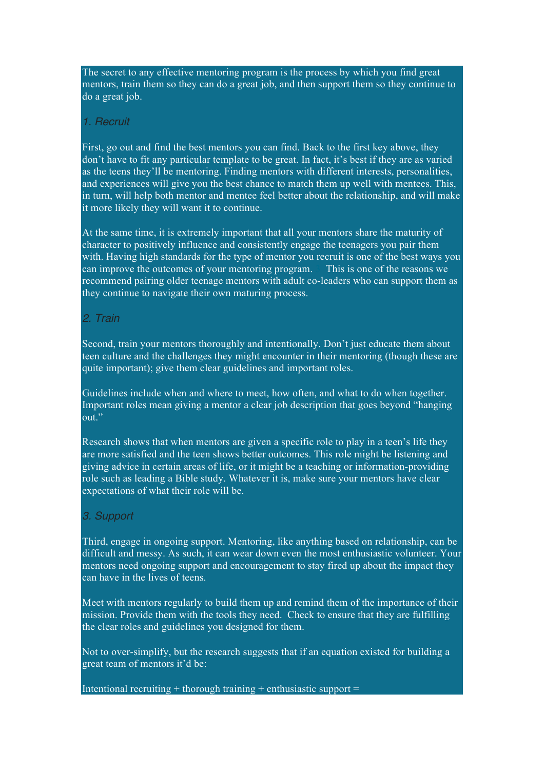The secret to any effective mentoring program is the process by which you find great mentors, train them so they can do a great job, and then support them so they continue to do a great job.

### *1. Recruit*

First, go out and find the best mentors you can find. Back to the first key above, they don't have to fit any particular template to be great. In fact, it's best if they are as varied as the teens they'll be mentoring. Finding mentors with different interests, personalities, and experiences will give you the best chance to match them up well with mentees. This, in turn, will help both mentor and mentee feel better about the relationship, and will make it more likely they will want it to continue.

At the same time, it is extremely important that all your mentors share the maturity of character to positively influence and consistently engage the teenagers you pair them with. Having high standards for the type of mentor you recruit is one of the best ways you can improve the outcomes of your mentoring program. This is one of the reasons we recommend pairing older teenage mentors with adult co-leaders who can support them as they continue to navigate their own maturing process.

### *2. Train*

Second, train your mentors thoroughly and intentionally. Don't just educate them about teen culture and the challenges they might encounter in their mentoring (though these are quite important); give them clear guidelines and important roles.

Guidelines include when and where to meet, how often, and what to do when together. Important roles mean giving a mentor a clear job description that goes beyond "hanging out."

Research shows that when mentors are given a specific role to play in a teen's life they are more satisfied and the teen shows better outcomes. This role might be listening and giving advice in certain areas of life, or it might be a teaching or information-providing role such as leading a Bible study. Whatever it is, make sure your mentors have clear expectations of what their role will be.

### *3. Support*

Third, engage in ongoing support. Mentoring, like anything based on relationship, can be difficult and messy. As such, it can wear down even the most enthusiastic volunteer. Your mentors need ongoing support and encouragement to stay fired up about the impact they can have in the lives of teens.

Meet with mentors regularly to build them up and remind them of the importance of their mission. Provide them with the tools they need. Check to ensure that they are fulfilling the clear roles and guidelines you designed for them.

Not to over-simplify, but the research suggests that if an equation existed for building a great team of mentors it'd be:

Intentional recruiting + thorough training + enthusiastic support =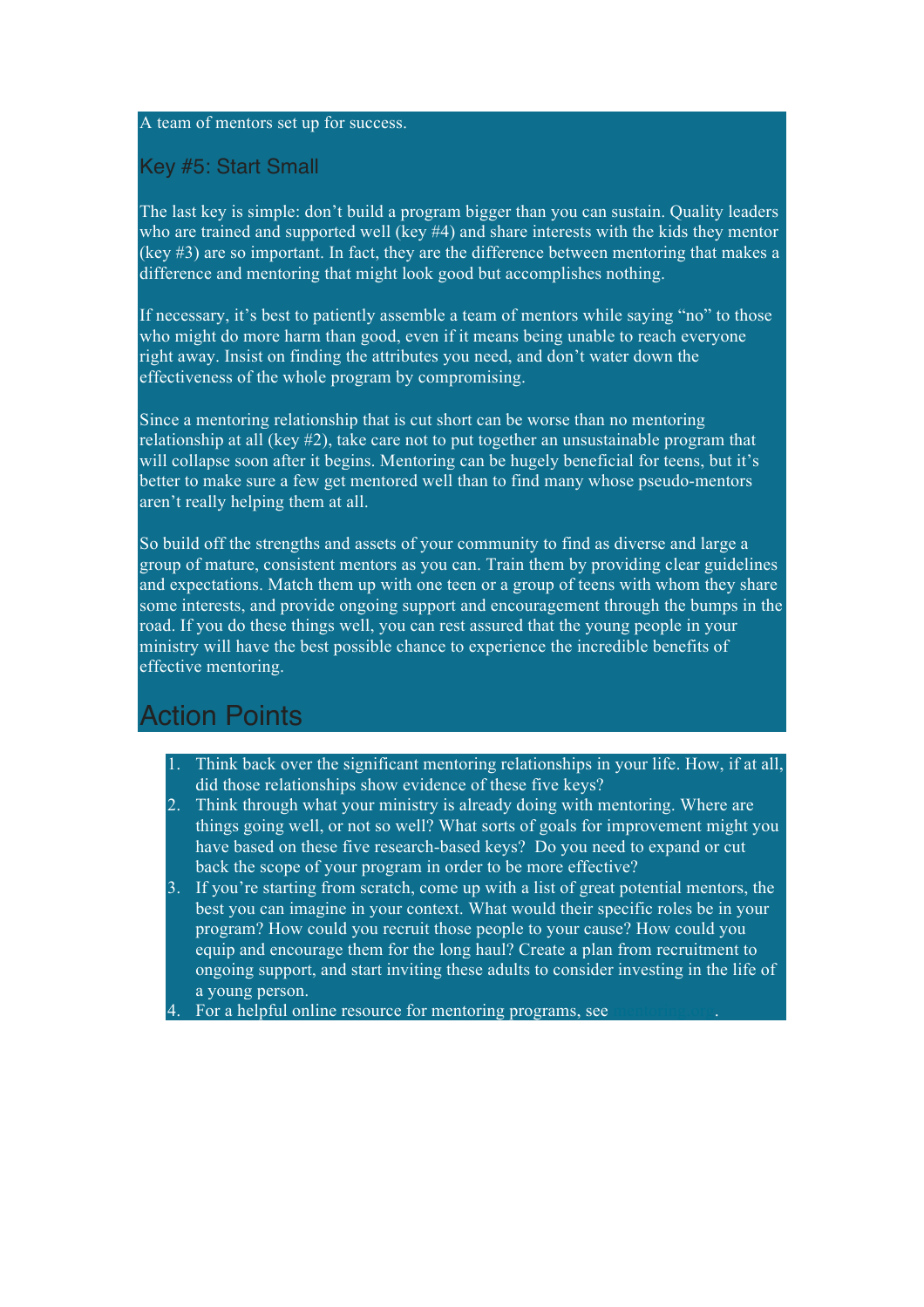A team of mentors set up for success.

### Key #5: Start Small

The last key is simple: don't build a program bigger than you can sustain. Quality leaders who are trained and supported well (key #4) and share interests with the kids they mentor (key #3) are so important. In fact, they are the difference between mentoring that makes a difference and mentoring that might look good but accomplishes nothing.

If necessary, it's best to patiently assemble a team of mentors while saying "no" to those who might do more harm than good, even if it means being unable to reach everyone right away. Insist on finding the attributes you need, and don't water down the effectiveness of the whole program by compromising.

Since a mentoring relationship that is cut short can be worse than no mentoring relationship at all (key #2), take care not to put together an unsustainable program that will collapse soon after it begins. Mentoring can be hugely beneficial for teens, but it's better to make sure a few get mentored well than to find many whose pseudo-mentors aren't really helping them at all.

So build off the strengths and assets of your community to find as diverse and large a group of mature, consistent mentors as you can. Train them by providing clear guidelines and expectations. Match them up with one teen or a group of teens with whom they share some interests, and provide ongoing support and encouragement through the bumps in the road. If you do these things well, you can rest assured that the young people in your ministry will have the best possible chance to experience the incredible benefits of effective mentoring.

## Action Points

1. Think back over the significant mentoring relationships in your life. How, if at all, did those relationships show evidence of these five keys?
2. Think through what your ministry is already doing with mentoring. Where are things going well, or not so well? What sorts of goals for improvement might you have based on these five research-based keys? Do you need to expand or cut back the scope of your program in order to be more effective?
3. If you're starting from scratch, come up with a list of great potential mentors, the best you can imagine in your context. What would their specific roles be in your program? How could you recruit those people to your cause? How could you equip and encourage them for the long haul? Create a plan from recruitment to ongoing support, and start inviting these adults to consider investing in the life of a young person.
4. For a helpful online resource for mentoring programs, see .